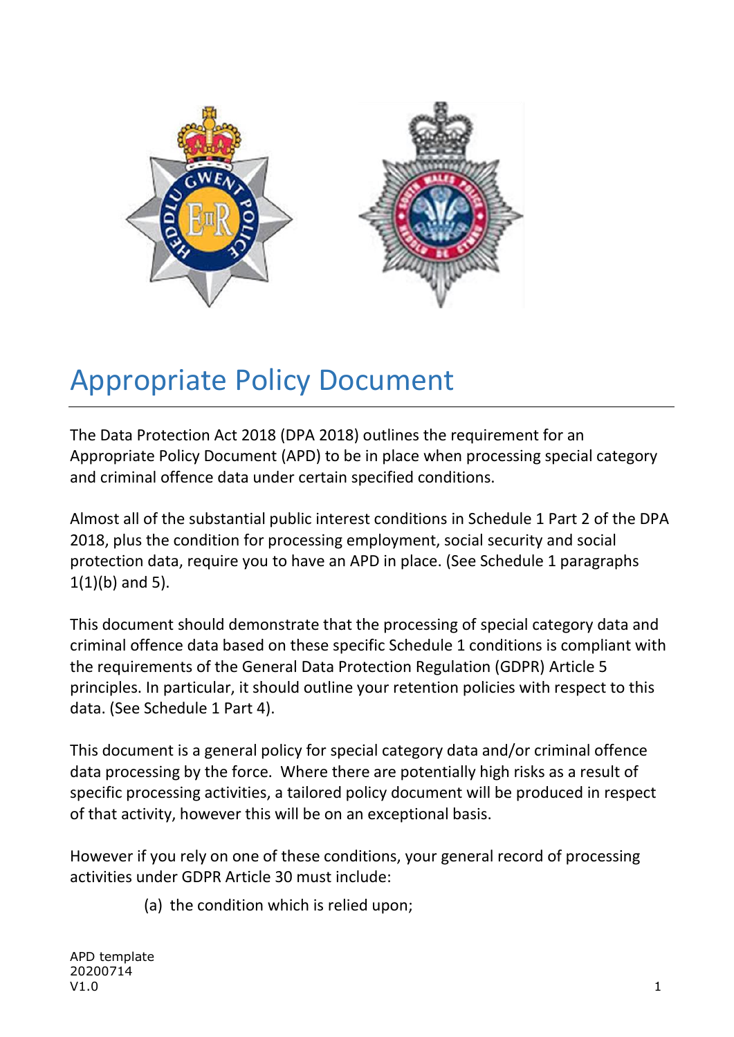# Appropriate Policy Document

The Data Protection Act 2018 (DPA 2018) outlines the requirement for an Appropriate Policy Document (APD) to be in place when processing special category and criminal offence data under certain specified conditions.

Almost all of the substantial public interest conditions in Schedule 1 Part 2 of the DPA 2018, plus the condition for processing employment, social security and social protection data, require you to have an APD in place. (See Schedule 1 paragraphs 1(1)(b) and 5).

This document should demonstrate that the processing of special category data and criminal offence data based on these specific Schedule 1 conditions is compliant with the requirements of the General Data Protection Regulation (GDPR) Article 5 principles. In particular, it should outline your retention policies with respect to this data. (See Schedule 1 Part 4).

This document is a general policy for special category data and/or criminal offence data processing by the force. Where there are potentially high risks as a result of specific processing activities, a tailored policy document will be produced in respect of that activity, however this will be on an exceptional basis.

However if you rely on one of these conditions, your general record of processing activities under GDPR Article 30 must include:

(a) the condition which is relied upon;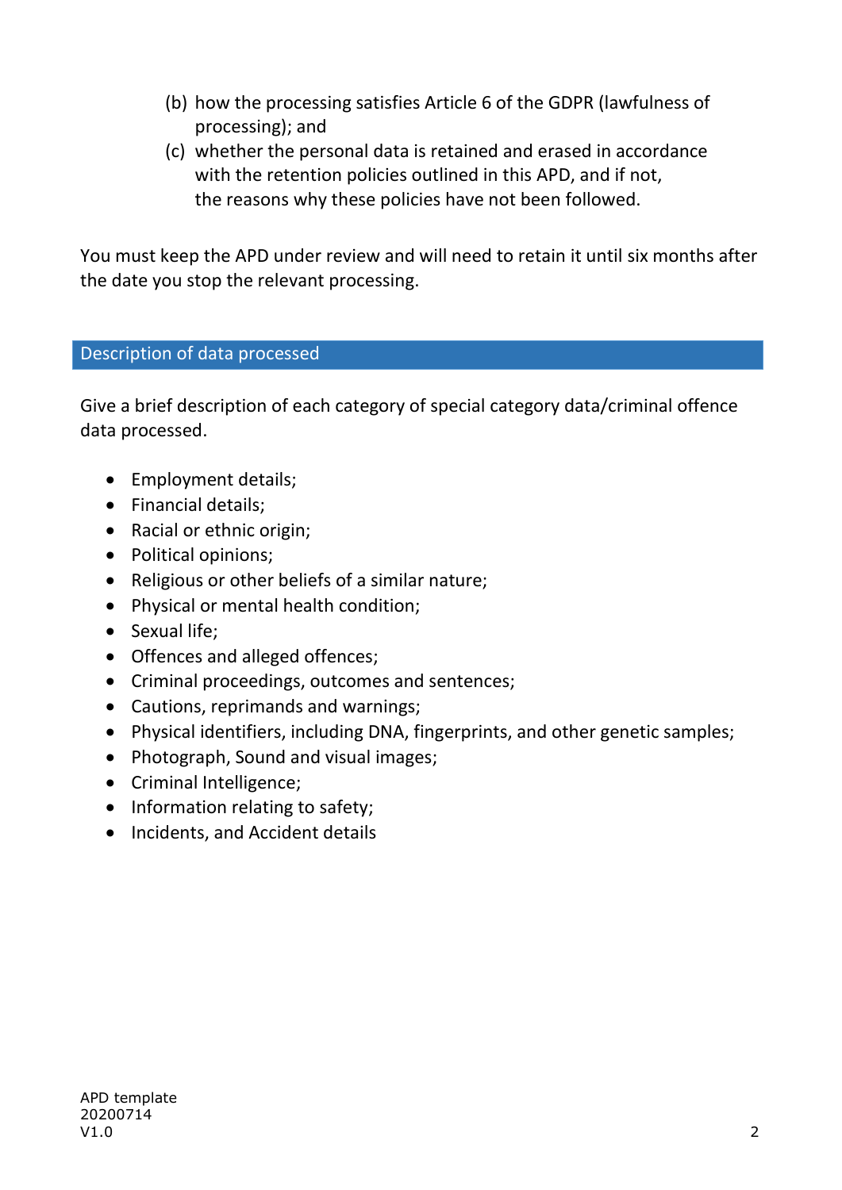(b) how the processing satisfies Article 6 of the GDPR (lawfulness of processing); and

(c) whether the personal data is retained and erased in accordance with the retention policies outlined in this APD, and if not, the reasons why these policies have not been followed.

You must keep the APD under review and will need to retain it until six months after the date you stop the relevant processing.

## Description of data processed

Give a brief description of each category of special category data/criminal offence data processed.

- Employment details;
- Financial details;
- Racial or ethnic origin;
- Political opinions;
- Religious or other beliefs of a similar nature;
- Physical or mental health condition;
- Sexual life;
- Offences and alleged offences;
- Criminal proceedings, outcomes and sentences;
- Cautions, reprimands and warnings;
- Physical identifiers, including DNA, fingerprints, and other genetic samples;
- Photograph, Sound and visual images;
- Criminal Intelligence;
- Information relating to safety;
- Incidents, and Accident details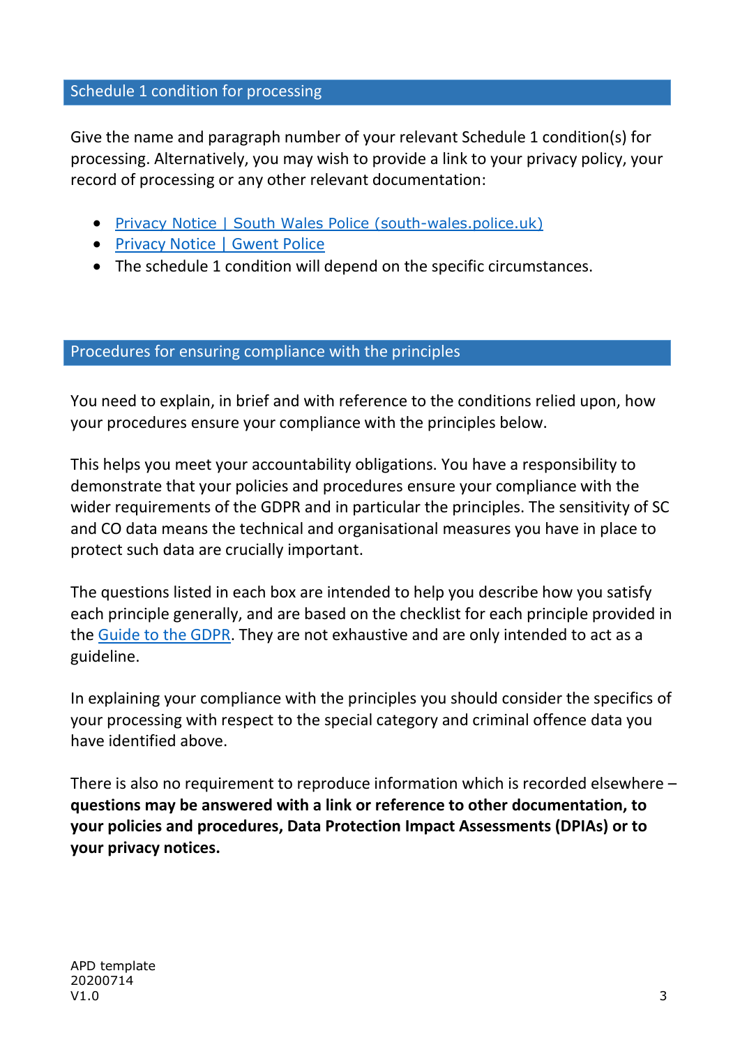## Schedule 1 condition for processing

Give the name and paragraph number of your relevant Schedule 1 condition(s) for processing. Alternatively, you may wish to provide a link to your privacy policy, your record of processing or any other relevant documentation:

- Privacy Notice | South Wales Police (south-wales.police.uk)
- Privacy Notice | Gwent Police
- The schedule 1 condition will depend on the specific circumstances.

## Procedures for ensuring compliance with the principles

You need to explain, in brief and with reference to the conditions relied upon, how your procedures ensure your compliance with the principles below.

This helps you meet your accountability obligations. You have a responsibility to demonstrate that your policies and procedures ensure your compliance with the wider requirements of the GDPR and in particular the principles. The sensitivity of SC and CO data means the technical and organisational measures you have in place to protect such data are crucially important.

The questions listed in each box are intended to help you describe how you satisfy each principle generally, and are based on the checklist for each principle provided in the Guide to the GDPR. They are not exhaustive and are only intended to act as a guideline.

In explaining your compliance with the principles you should consider the specifics of your processing with respect to the special category and criminal offence data you have identified above.

There is also no requirement to reproduce information which is recorded elsewhere – **questions may be answered with a link or reference to other documentation, to your policies and procedures, Data Protection Impact Assessments (DPIAs) or to your privacy notices.**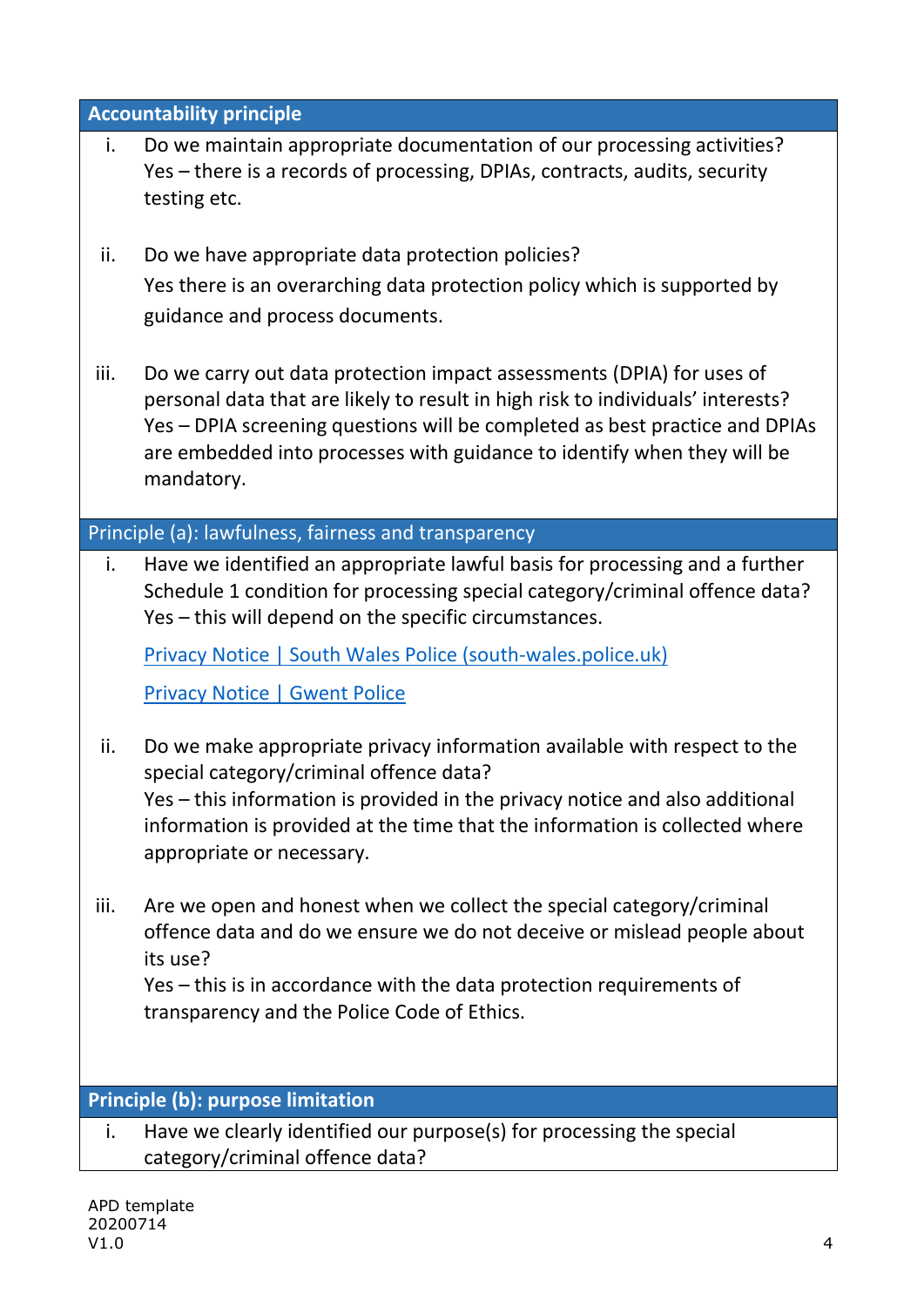**Accountability principle**

i. Do we maintain appropriate documentation of our processing activities?
Yes – there is a records of processing, DPIAs, contracts, audits, security testing etc.

ii. Do we have appropriate data protection policies?
Yes there is an overarching data protection policy which is supported by guidance and process documents.

iii. Do we carry out data protection impact assessments (DPIA) for uses of personal data that are likely to result in high risk to individuals' interests?
Yes – DPIA screening questions will be completed as best practice and DPIAs are embedded into processes with guidance to identify when they will be mandatory.

Principle (a): lawfulness, fairness and transparency

i. Have we identified an appropriate lawful basis for processing and a further Schedule 1 condition for processing special category/criminal offence data?
Yes – this will depend on the specific circumstances.

[Privacy Notice | South Wales Police (south-wales.police.uk)]

[Privacy Notice | Gwent Police]

ii. Do we make appropriate privacy information available with respect to the special category/criminal offence data?
Yes – this information is provided in the privacy notice and also additional information is provided at the time that the information is collected where appropriate or necessary.

iii. Are we open and honest when we collect the special category/criminal offence data and do we ensure we do not deceive or mislead people about its use?
Yes – this is in accordance with the data protection requirements of transparency and the Police Code of Ethics.

**Principle (b): purpose limitation**

i. Have we clearly identified our purpose(s) for processing the special category/criminal offence data?

APD template
20200714
V1.0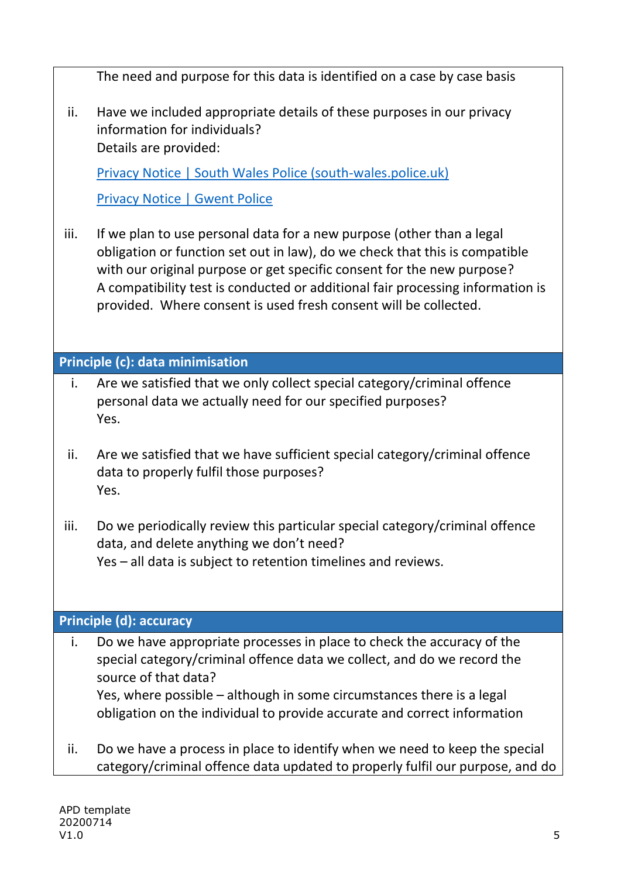The need and purpose for this data is identified on a case by case basis

ii. Have we included appropriate details of these purposes in our privacy information for individuals?
Details are provided:

[Privacy Notice | South Wales Police (south-wales.police.uk)]

[Privacy Notice | Gwent Police]

iii. If we plan to use personal data for a new purpose (other than a legal obligation or function set out in law), do we check that this is compatible with our original purpose or get specific consent for the new purpose?
A compatibility test is conducted or additional fair processing information is provided. Where consent is used fresh consent will be collected.

**Principle (c): data minimisation**

i. Are we satisfied that we only collect special category/criminal offence personal data we actually need for our specified purposes?
Yes.

ii. Are we satisfied that we have sufficient special category/criminal offence data to properly fulfil those purposes?
Yes.

iii. Do we periodically review this particular special category/criminal offence data, and delete anything we don't need?
Yes – all data is subject to retention timelines and reviews.

**Principle (d): accuracy**

i. Do we have appropriate processes in place to check the accuracy of the special category/criminal offence data we collect, and do we record the source of that data?
Yes, where possible – although in some circumstances there is a legal obligation on the individual to provide accurate and correct information

ii. Do we have a process in place to identify when we need to keep the special category/criminal offence data updated to properly fulfil our purpose, and do

APD template
20200714
V1.0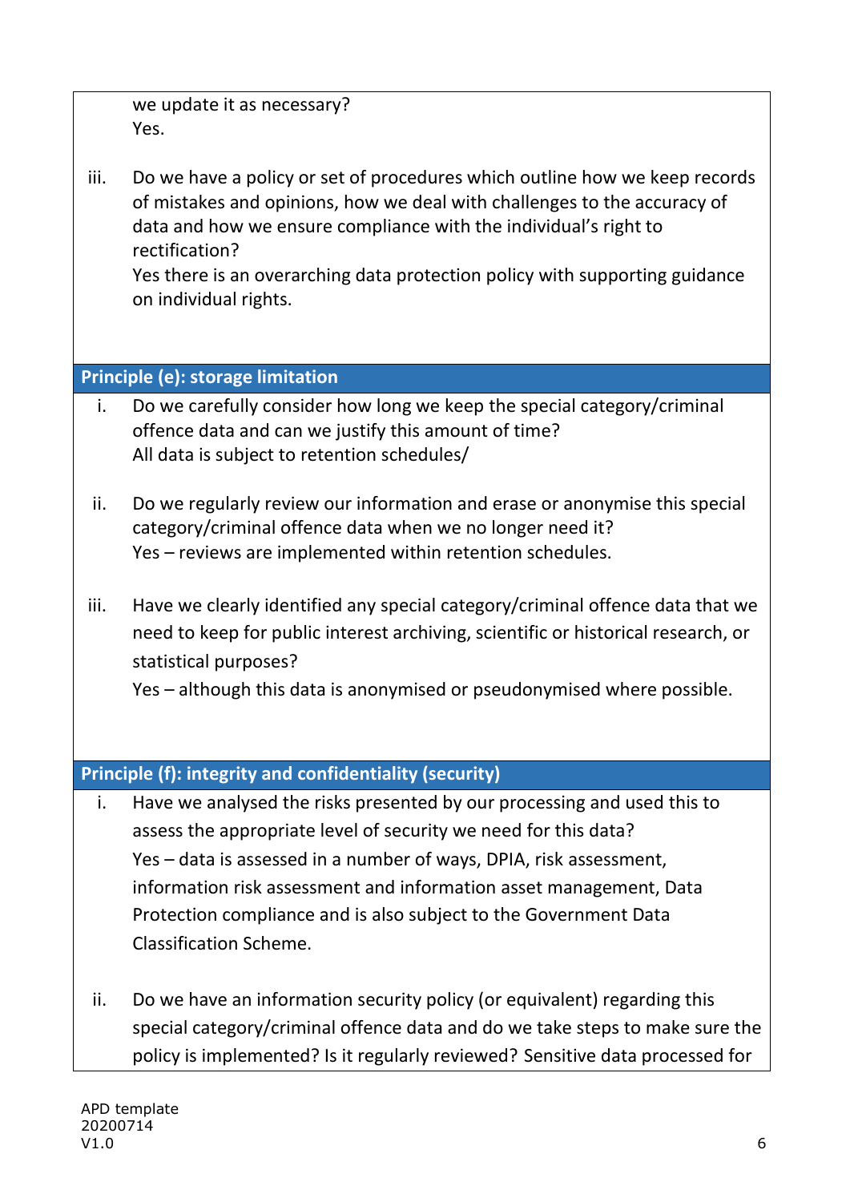we update it as necessary?
Yes.

iii. Do we have a policy or set of procedures which outline how we keep records of mistakes and opinions, how we deal with challenges to the accuracy of data and how we ensure compliance with the individual's right to rectification?
Yes there is an overarching data protection policy with supporting guidance on individual rights.

## Principle (e): storage limitation

i. Do we carefully consider how long we keep the special category/criminal offence data and can we justify this amount of time?
All data is subject to retention schedules/

ii. Do we regularly review our information and erase or anonymise this special category/criminal offence data when we no longer need it?
Yes – reviews are implemented within retention schedules.

iii. Have we clearly identified any special category/criminal offence data that we need to keep for public interest archiving, scientific or historical research, or statistical purposes?
Yes – although this data is anonymised or pseudonymised where possible.

## Principle (f): integrity and confidentiality (security)

i. Have we analysed the risks presented by our processing and used this to assess the appropriate level of security we need for this data?
Yes – data is assessed in a number of ways, DPIA, risk assessment, information risk assessment and information asset management, Data Protection compliance and is also subject to the Government Data Classification Scheme.

ii. Do we have an information security policy (or equivalent) regarding this special category/criminal offence data and do we take steps to make sure the policy is implemented? Is it regularly reviewed? Sensitive data processed for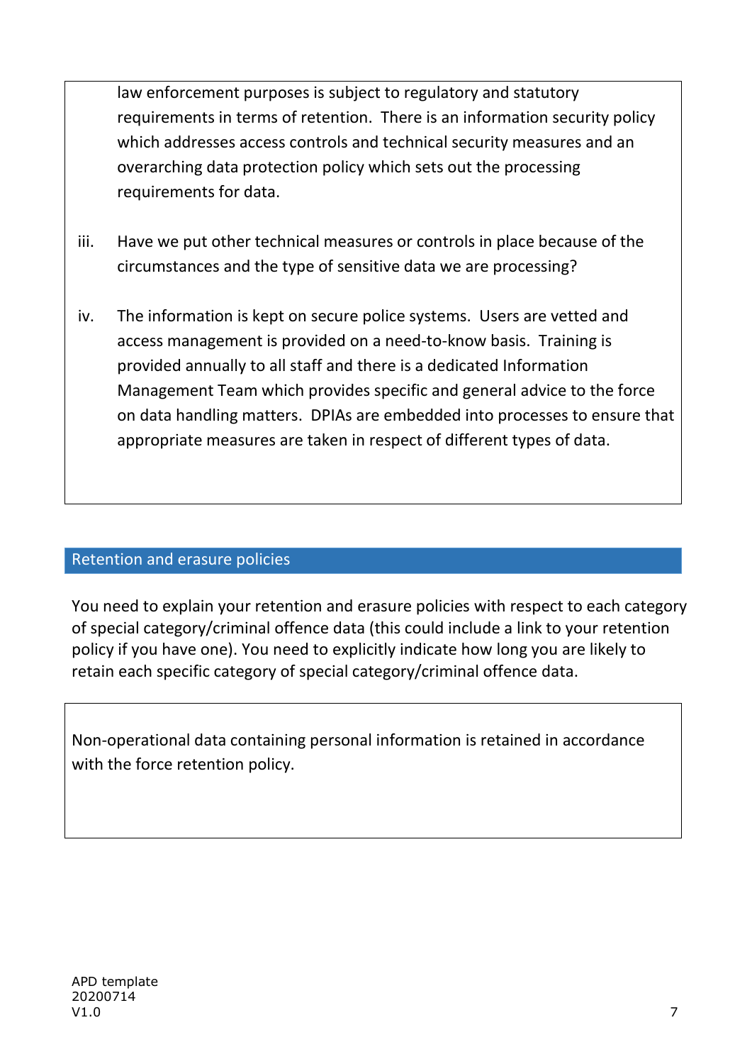law enforcement purposes is subject to regulatory and statutory requirements in terms of retention. There is an information security policy which addresses access controls and technical security measures and an overarching data protection policy which sets out the processing requirements for data.

iii. Have we put other technical measures or controls in place because of the circumstances and the type of sensitive data we are processing?

iv. The information is kept on secure police systems. Users are vetted and access management is provided on a need-to-know basis. Training is provided annually to all staff and there is a dedicated Information Management Team which provides specific and general advice to the force on data handling matters. DPIAs are embedded into processes to ensure that appropriate measures are taken in respect of different types of data.

## Retention and erasure policies

You need to explain your retention and erasure policies with respect to each category of special category/criminal offence data (this could include a link to your retention policy if you have one). You need to explicitly indicate how long you are likely to retain each specific category of special category/criminal offence data.

Non-operational data containing personal information is retained in accordance with the force retention policy.

APD template
20200714
V1.0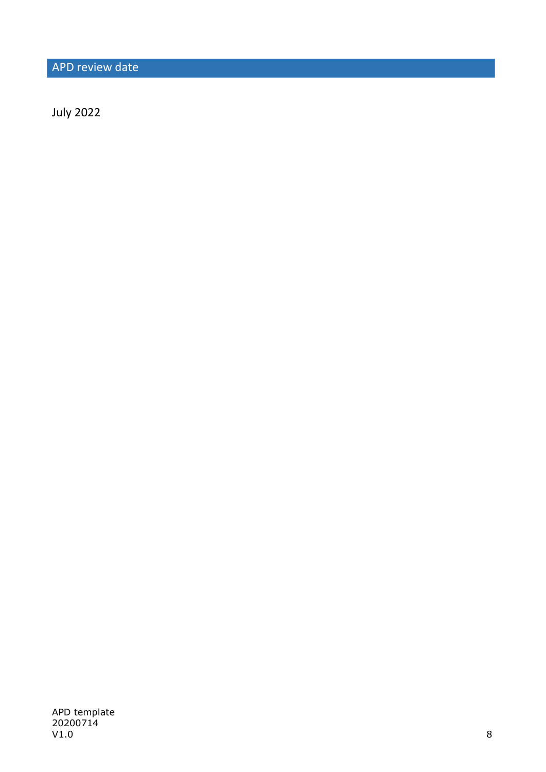## APD review date

July 2022